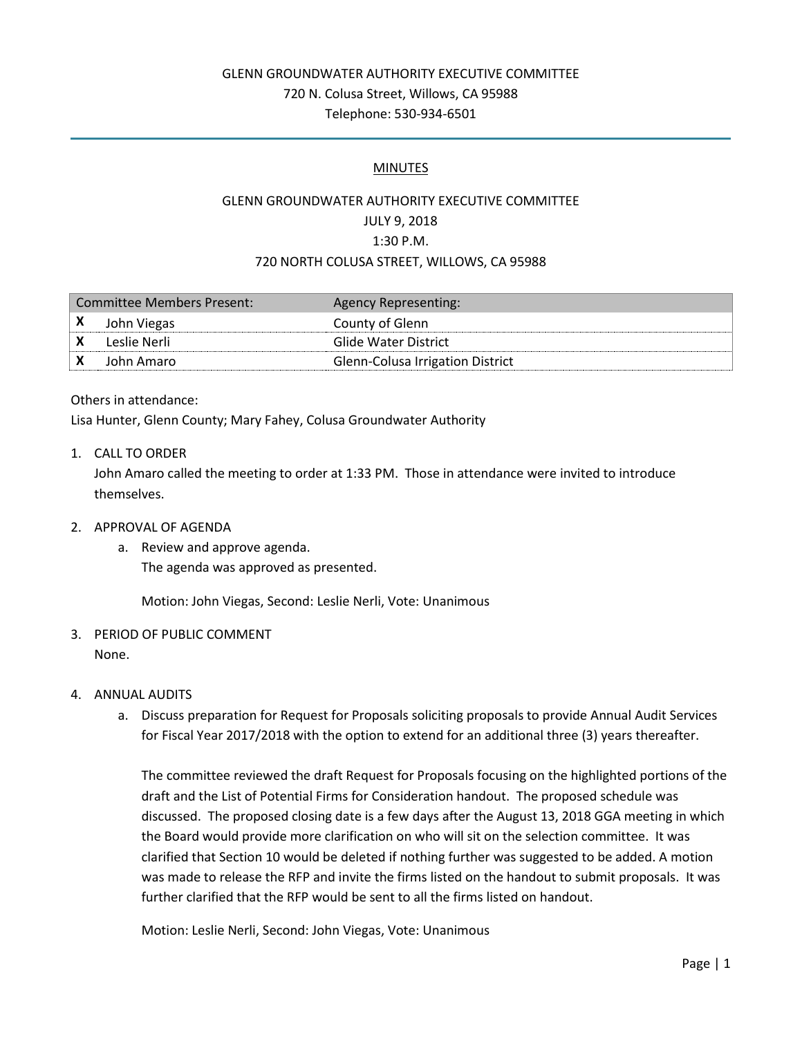GLENN GROUNDWATER AUTHORITY EXECUTIVE COMMITTEE
720 N. Colusa Street, Willows, CA 95988
Telephone: 530-934-6501

# MINUTES

## GLENN GROUNDWATER AUTHORITY EXECUTIVE COMMITTEE
JULY 9, 2018
1:30 P.M.
720 NORTH COLUSA STREET, WILLOWS, CA 95988

| | Committee Members Present: | Agency Representing: |
|---|---|---|
| X | John Viegas | County of Glenn |
| X | Leslie Nerli | Glide Water District |
| X | John Amaro | Glenn-Colusa Irrigation District |

Others in attendance:
Lisa Hunter, Glenn County; Mary Fahey, Colusa Groundwater Authority

1. CALL TO ORDER
   John Amaro called the meeting to order at 1:33 PM. Those in attendance were invited to introduce themselves.

2. APPROVAL OF AGENDA
   a. Review and approve agenda.
      The agenda was approved as presented.

      Motion: John Viegas, Second: Leslie Nerli, Vote: Unanimous

3. PERIOD OF PUBLIC COMMENT
   None.

4. ANNUAL AUDITS
   a. Discuss preparation for Request for Proposals soliciting proposals to provide Annual Audit Services for Fiscal Year 2017/2018 with the option to extend for an additional three (3) years thereafter.

      The committee reviewed the draft Request for Proposals focusing on the highlighted portions of the draft and the List of Potential Firms for Consideration handout. The proposed schedule was discussed. The proposed closing date is a few days after the August 13, 2018 GGA meeting in which the Board would provide more clarification on who will sit on the selection committee. It was clarified that Section 10 would be deleted if nothing further was suggested to be added. A motion was made to release the RFP and invite the firms listed on the handout to submit proposals. It was further clarified that the RFP would be sent to all the firms listed on handout.

      Motion: Leslie Nerli, Second: John Viegas, Vote: Unanimous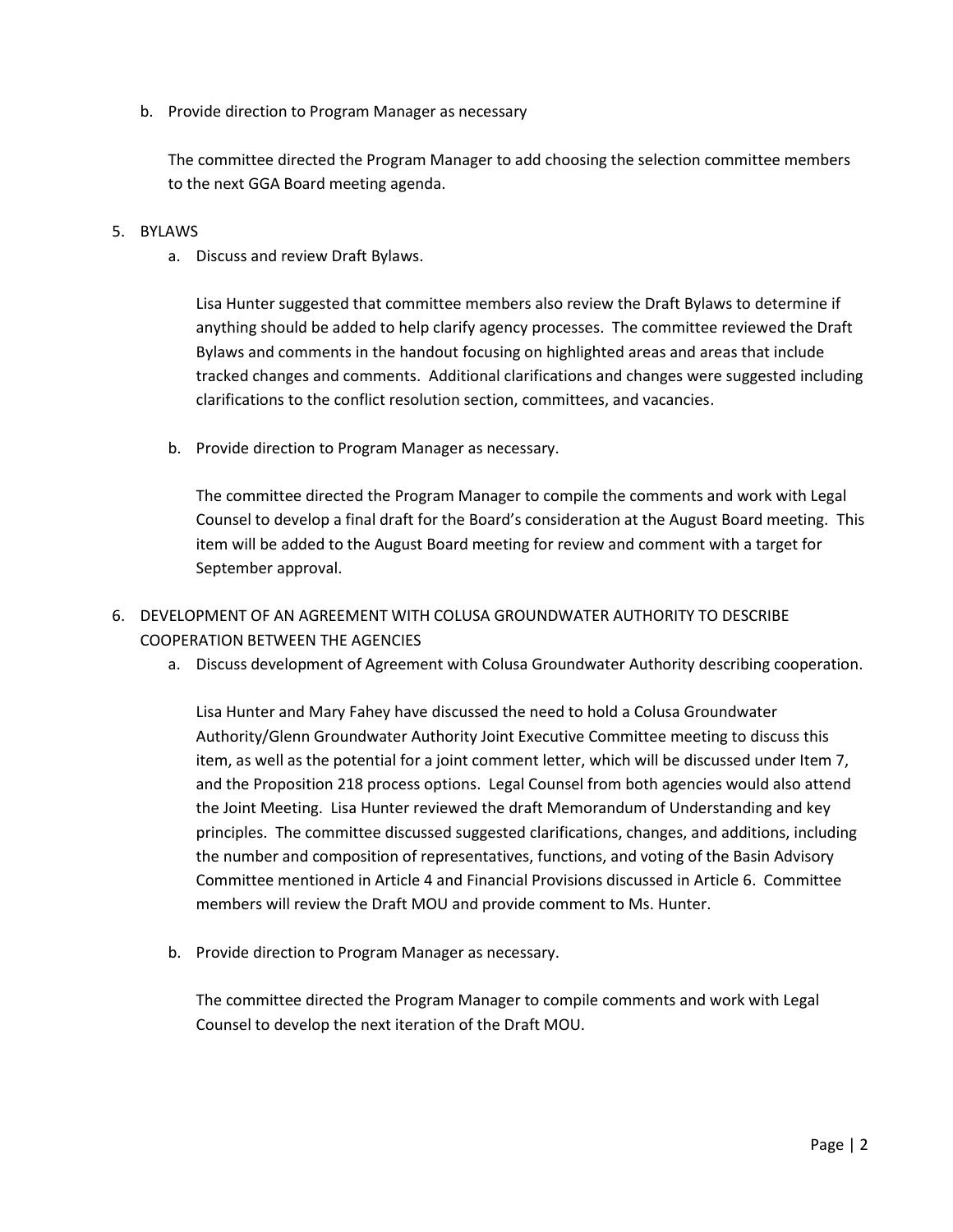b. Provide direction to Program Manager as necessary

   The committee directed the Program Manager to add choosing the selection committee members to the next GGA Board meeting agenda.

5. BYLAWS
   a. Discuss and review Draft Bylaws.

      Lisa Hunter suggested that committee members also review the Draft Bylaws to determine if anything should be added to help clarify agency processes. The committee reviewed the Draft Bylaws and comments in the handout focusing on highlighted areas and areas that include tracked changes and comments. Additional clarifications and changes were suggested including clarifications to the conflict resolution section, committees, and vacancies.

   b. Provide direction to Program Manager as necessary.

      The committee directed the Program Manager to compile the comments and work with Legal Counsel to develop a final draft for the Board's consideration at the August Board meeting. This item will be added to the August Board meeting for review and comment with a target for September approval.

6. DEVELOPMENT OF AN AGREEMENT WITH COLUSA GROUNDWATER AUTHORITY TO DESCRIBE COOPERATION BETWEEN THE AGENCIES
   a. Discuss development of Agreement with Colusa Groundwater Authority describing cooperation.

      Lisa Hunter and Mary Fahey have discussed the need to hold a Colusa Groundwater Authority/Glenn Groundwater Authority Joint Executive Committee meeting to discuss this item, as well as the potential for a joint comment letter, which will be discussed under Item 7, and the Proposition 218 process options. Legal Counsel from both agencies would also attend the Joint Meeting. Lisa Hunter reviewed the draft Memorandum of Understanding and key principles. The committee discussed suggested clarifications, changes, and additions, including the number and composition of representatives, functions, and voting of the Basin Advisory Committee mentioned in Article 4 and Financial Provisions discussed in Article 6. Committee members will review the Draft MOU and provide comment to Ms. Hunter.

   b. Provide direction to Program Manager as necessary.

      The committee directed the Program Manager to compile comments and work with Legal Counsel to develop the next iteration of the Draft MOU.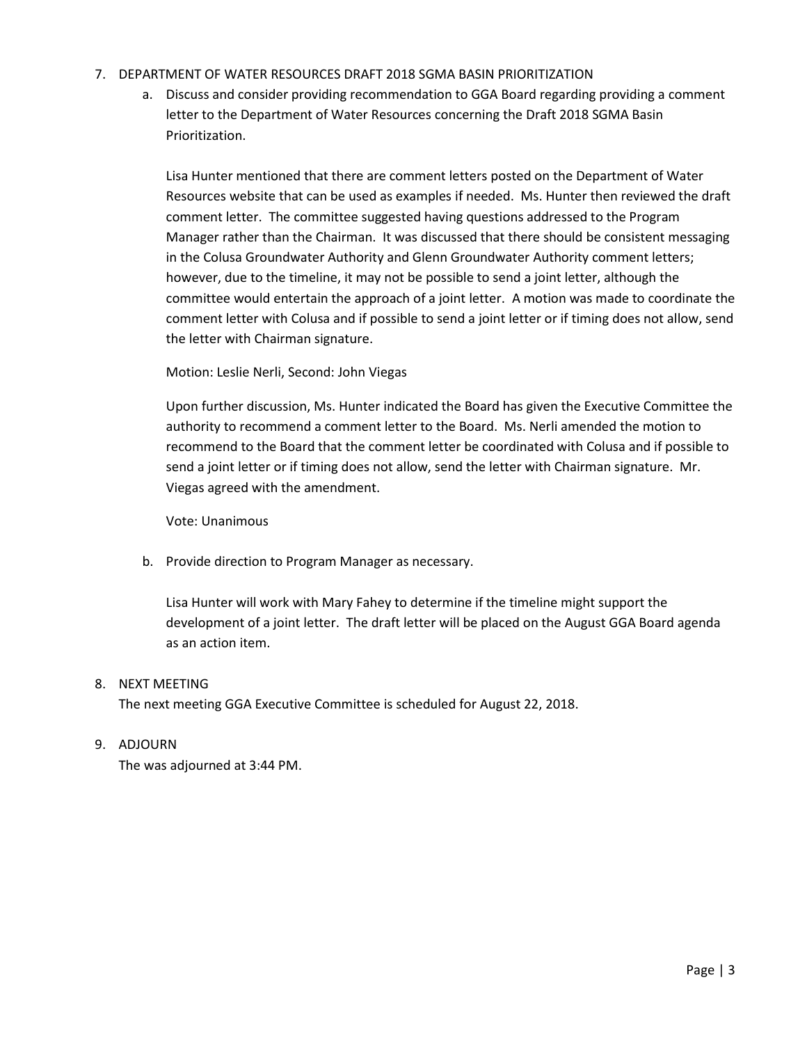7. DEPARTMENT OF WATER RESOURCES DRAFT 2018 SGMA BASIN PRIORITIZATION

   a. Discuss and consider providing recommendation to GGA Board regarding providing a comment letter to the Department of Water Resources concerning the Draft 2018 SGMA Basin Prioritization.

      Lisa Hunter mentioned that there are comment letters posted on the Department of Water Resources website that can be used as examples if needed. Ms. Hunter then reviewed the draft comment letter. The committee suggested having questions addressed to the Program Manager rather than the Chairman. It was discussed that there should be consistent messaging in the Colusa Groundwater Authority and Glenn Groundwater Authority comment letters; however, due to the timeline, it may not be possible to send a joint letter, although the committee would entertain the approach of a joint letter. A motion was made to coordinate the comment letter with Colusa and if possible to send a joint letter or if timing does not allow, send the letter with Chairman signature.

      Motion: Leslie Nerli, Second: John Viegas

      Upon further discussion, Ms. Hunter indicated the Board has given the Executive Committee the authority to recommend a comment letter to the Board. Ms. Nerli amended the motion to recommend to the Board that the comment letter be coordinated with Colusa and if possible to send a joint letter or if timing does not allow, send the letter with Chairman signature. Mr. Viegas agreed with the amendment.

      Vote: Unanimous

   b. Provide direction to Program Manager as necessary.

      Lisa Hunter will work with Mary Fahey to determine if the timeline might support the development of a joint letter. The draft letter will be placed on the August GGA Board agenda as an action item.

8. NEXT MEETING

   The next meeting GGA Executive Committee is scheduled for August 22, 2018.

9. ADJOURN

   The was adjourned at 3:44 PM.